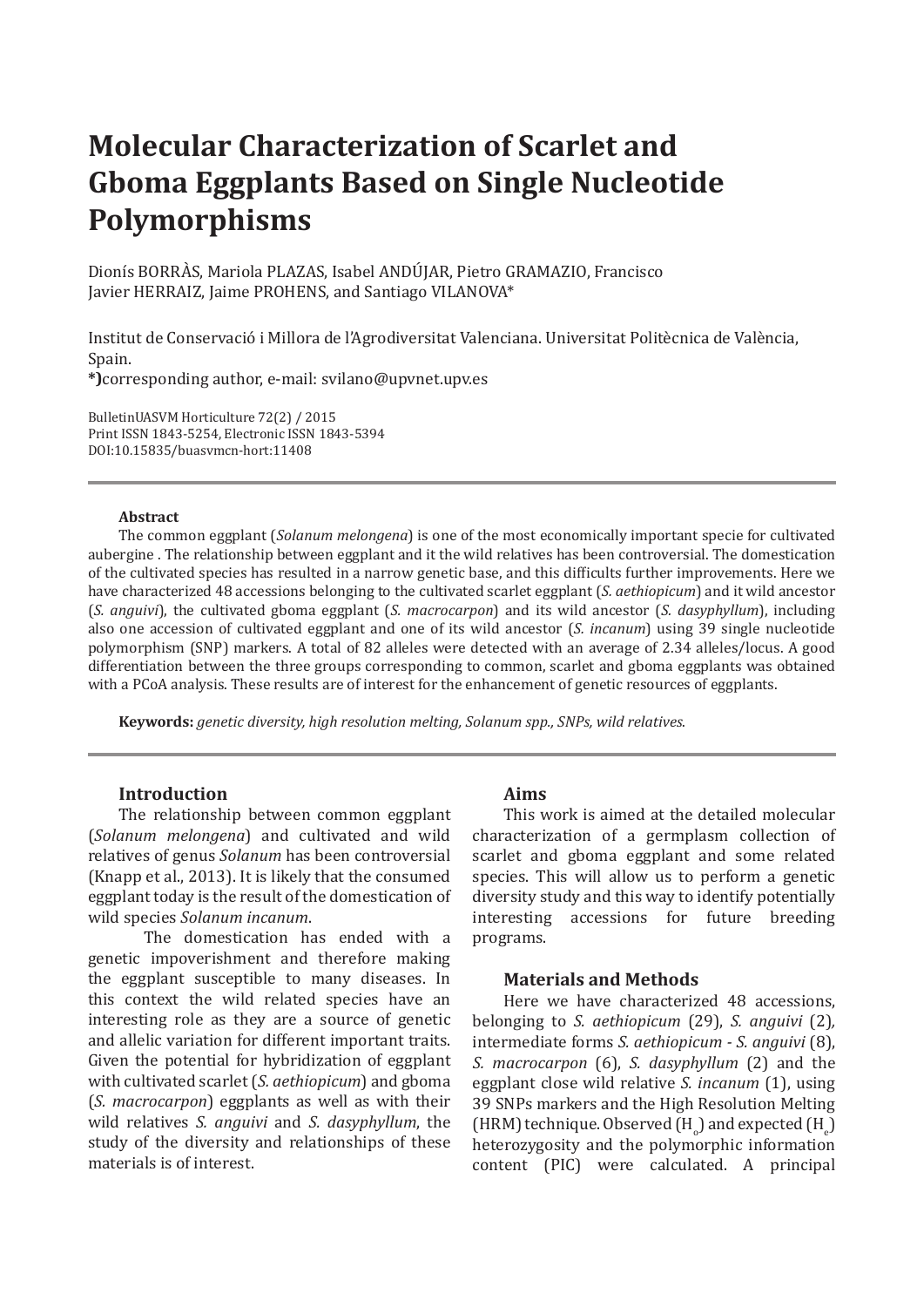# Molecular Characterization of Scarlet and Gboma Eggplants Based on Single Nucleotide Polymorphisms

Dionís BORRÀS, Mariola PLAZAS, Isabel ANDÚJAR, Pietro GRAMAZIO, Francisco Javier HERRAIZ, Jaime PROHENS, and Santiago VILANOVA*

Institut de Conservació i Millora de l'Agrodiversitat Valenciana. Universitat Politècnica de València, Spain.
*)corresponding author, e-mail: svilano@upvnet.upv.es

BulletinUASVM Horticulture 72(2) / 2015
Print ISSN 1843-5254, Electronic ISSN 1843-5394
DOI:10.15835/buasvmcn-hort:11408

**Abstract**

The common eggplant (*Solanum melongena*) is one of the most economically important specie for cultivated aubergine . The relationship between eggplant and it the wild relatives has been controversial. The domestication of the cultivated species has resulted in a narrow genetic base, and this difficults further improvements. Here we have characterized 48 accessions belonging to the cultivated scarlet eggplant (*S. aethiopicum*) and it wild ancestor (*S. anguivi*), the cultivated gboma eggplant (*S. macrocarpon*) and its wild ancestor (*S. dasyphyllum*), including also one accession of cultivated eggplant and one of its wild ancestor (*S. incanum*) using 39 single nucleotide polymorphism (SNP) markers. A total of 82 alleles were detected with an average of 2.34 alleles/locus. A good differentiation between the three groups corresponding to common, scarlet and gboma eggplants was obtained with a PCoA analysis. These results are of interest for the enhancement of genetic resources of eggplants.

**Keywords:** *genetic diversity, high resolution melting, Solanum spp., SNPs, wild relatives*.

## Introduction

The relationship between common eggplant (*Solanum melongena*) and cultivated and wild relatives of genus *Solanum* has been controversial (Knapp et al., 2013). It is likely that the consumed eggplant today is the result of the domestication of wild species *Solanum incanum*.

The domestication has ended with a genetic impoverishment and therefore making the eggplant susceptible to many diseases. In this context the wild related species have an interesting role as they are a source of genetic and allelic variation for different important traits. Given the potential for hybridization of eggplant with cultivated scarlet (*S. aethiopicum*) and gboma (*S. macrocarpon*) eggplants as well as with their wild relatives *S. anguivi* and *S. dasyphyllum*, the study of the diversity and relationships of these materials is of interest.

## Aims

This work is aimed at the detailed molecular characterization of a germplasm collection of scarlet and gboma eggplant and some related species. This will allow us to perform a genetic diversity study and this way to identify potentially interesting accessions for future breeding programs.

## Materials and Methods

Here we have characterized 48 accessions, belonging to *S. aethiopicum* (29), *S. anguivi* (2), intermediate forms *S. aethiopicum* - *S. anguivi* (8), *S. macrocarpon* (6), *S. dasyphyllum* (2) and the eggplant close wild relative *S. incanum* (1), using 39 SNPs markers and the High Resolution Melting (HRM) technique. Observed ($H_o$) and expected ($H_e$) heterozygosity and the polymorphic information content (PIC) were calculated. A principal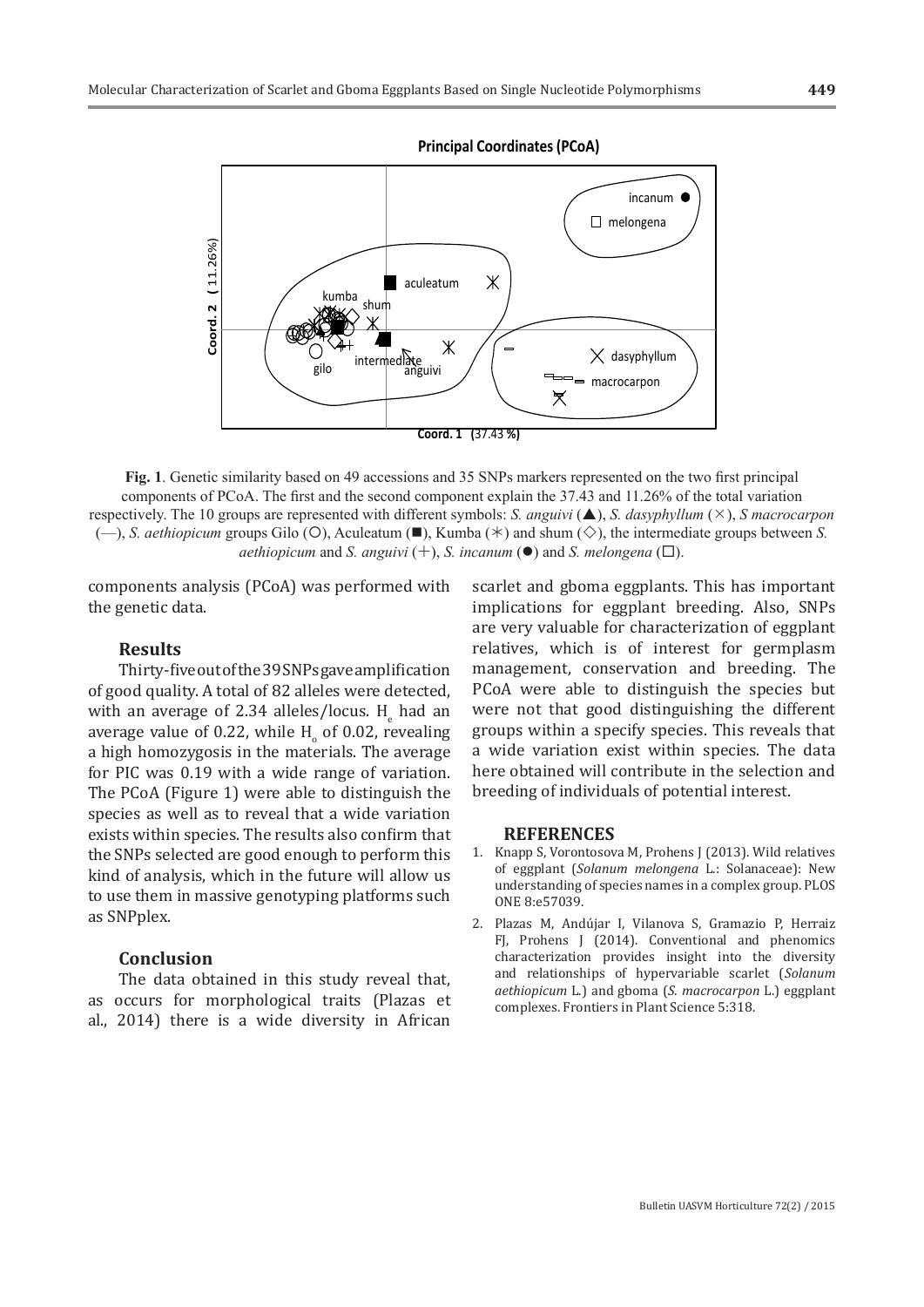Principal Coordinates (PCoA)

incanum

melongena

aculeatum

kumba

shum

intermediate

anguivi

gilo

dasyphyllum

macrocarpon

Coord. 2 (11.26%)

Coord. 1 (37.43 %)

**Fig. 1**. Genetic similarity based on 49 accessions and 35 SNPs markers represented on the two first principal components of PCoA. The first and the second component explain the 37.43 and 11.26% of the total variation respectively. The 10 groups are represented with different symbols: *S. anguivi* (▲), *S. dasyphyllum* (×), *S macrocarpon* (—), *S. aethiopicum* groups Gilo (○), Aculeatum (■), Kumba (✳) and shum (◇), the intermediate groups between *S. aethiopicum* and *S. anguivi* (+), *S. incanum* (●) and *S. melongena* (□).

components analysis (PCoA) was performed with the genetic data.

### Results

Thirty-five out of the 39 SNPs gave amplification of good quality. A total of 82 alleles were detected, with an average of 2.34 alleles/locus. $H_e$ had an average value of 0.22, while $H_o$ of 0.02, revealing a high homozygosis in the materials. The average for PIC was 0.19 with a wide range of variation. The PCoA (Figure 1) were able to distinguish the species as well as to reveal that a wide variation exists within species. The results also confirm that the SNPs selected are good enough to perform this kind of analysis, which in the future will allow us to use them in massive genotyping platforms such as SNPplex.

### Conclusion

The data obtained in this study reveal that, as occurs for morphological traits (Plazas et al., 2014) there is a wide diversity in African scarlet and gboma eggplants. This has important implications for eggplant breeding. Also, SNPs are very valuable for characterization of eggplant relatives, which is of interest for germplasm management, conservation and breeding. The PCoA were able to distinguish the species but were not that good distinguishing the different groups within a specify species. This reveals that a wide variation exist within species. The data here obtained will contribute in the selection and breeding of individuals of potential interest.

### REFERENCES

1. Knapp S, Vorontosova M, Prohens J (2013). Wild relatives of eggplant (*Solanum melongena* L.: Solanaceae): New understanding of species names in a complex group. PLOS ONE 8:e57039.
2. Plazas M, Andújar I, Vilanova S, Gramazio P, Herraiz FJ, Prohens J (2014). Conventional and phenomics characterization provides insight into the diversity and relationships of hypervariable scarlet (*Solanum aethiopicum* L.) and gboma (*S. macrocarpon* L.) eggplant complexes. Frontiers in Plant Science 5:318.